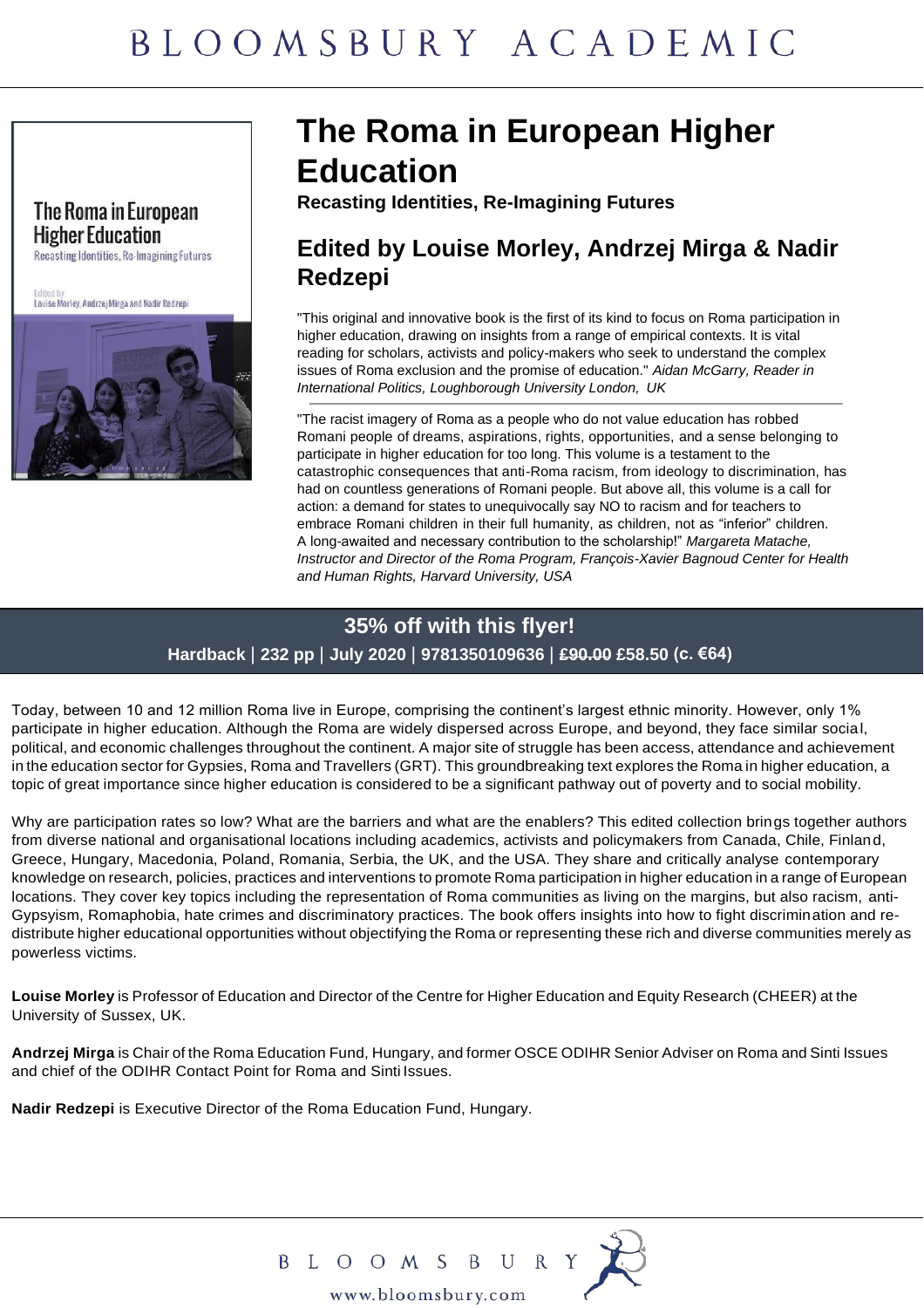BLOOMSBURY ACADEMIC

# The Roma in European Higher Education

**Recasting Identities, Re-Imagining Futures**

## Edited by Louise Morley, Andrzej Mirga & Nadir Redzepi

"This original and innovative book is the first of its kind to focus on Roma participation in higher education, drawing on insights from a range of empirical contexts. It is vital reading for scholars, activists and policy-makers who seek to understand the complex issues of Roma exclusion and the promise of education." *Aidan McGarry, Reader in International Politics, Loughborough University London, UK*

"The racist imagery of Roma as a people who do not value education has robbed Romani people of dreams, aspirations, rights, opportunities, and a sense belonging to participate in higher education for too long. This volume is a testament to the catastrophic consequences that anti-Roma racism, from ideology to discrimination, has had on countless generations of Romani people. But above all, this volume is a call for action: a demand for states to unequivocally say NO to racism and for teachers to embrace Romani children in their full humanity, as children, not as "inferior" children. A long-awaited and necessary contribution to the scholarship!" *Margareta Matache, Instructor and Director of the Roma Program, François-Xavier Bagnoud Center for Health and Human Rights, Harvard University, USA*

**35% off with this flyer!**

**Hardback | 232 pp | July 2020 | 9781350109636 | ~~£90.00~~ £58.50 (c. €64)**

Today, between 10 and 12 million Roma live in Europe, comprising the continent's largest ethnic minority. However, only 1% participate in higher education. Although the Roma are widely dispersed across Europe, and beyond, they face similar social, political, and economic challenges throughout the continent. A major site of struggle has been access, attendance and achievement in the education sector for Gypsies, Roma and Travellers (GRT). This groundbreaking text explores the Roma in higher education, a topic of great importance since higher education is considered to be a significant pathway out of poverty and to social mobility.

Why are participation rates so low? What are the barriers and what are the enablers? This edited collection brings together authors from diverse national and organisational locations including academics, activists and policymakers from Canada, Chile, Finland, Greece, Hungary, Macedonia, Poland, Romania, Serbia, the UK, and the USA. They share and critically analyse contemporary knowledge on research, policies, practices and interventions to promote Roma participation in higher education in a range of European locations. They cover key topics including the representation of Roma communities as living on the margins, but also racism, anti-Gypsyism, Romaphobia, hate crimes and discriminatory practices. The book offers insights into how to fight discrimination and re-distribute higher educational opportunities without objectifying the Roma or representing these rich and diverse communities merely as powerless victims.

**Louise Morley** is Professor of Education and Director of the Centre for Higher Education and Equity Research (CHEER) at the University of Sussex, UK.

**Andrzej Mirga** is Chair of the Roma Education Fund, Hungary, and former OSCE ODIHR Senior Adviser on Roma and Sinti Issues and chief of the ODIHR Contact Point for Roma and Sinti Issues.

**Nadir Redzepi** is Executive Director of the Roma Education Fund, Hungary.

BLOOMSBURY

www.bloomsbury.com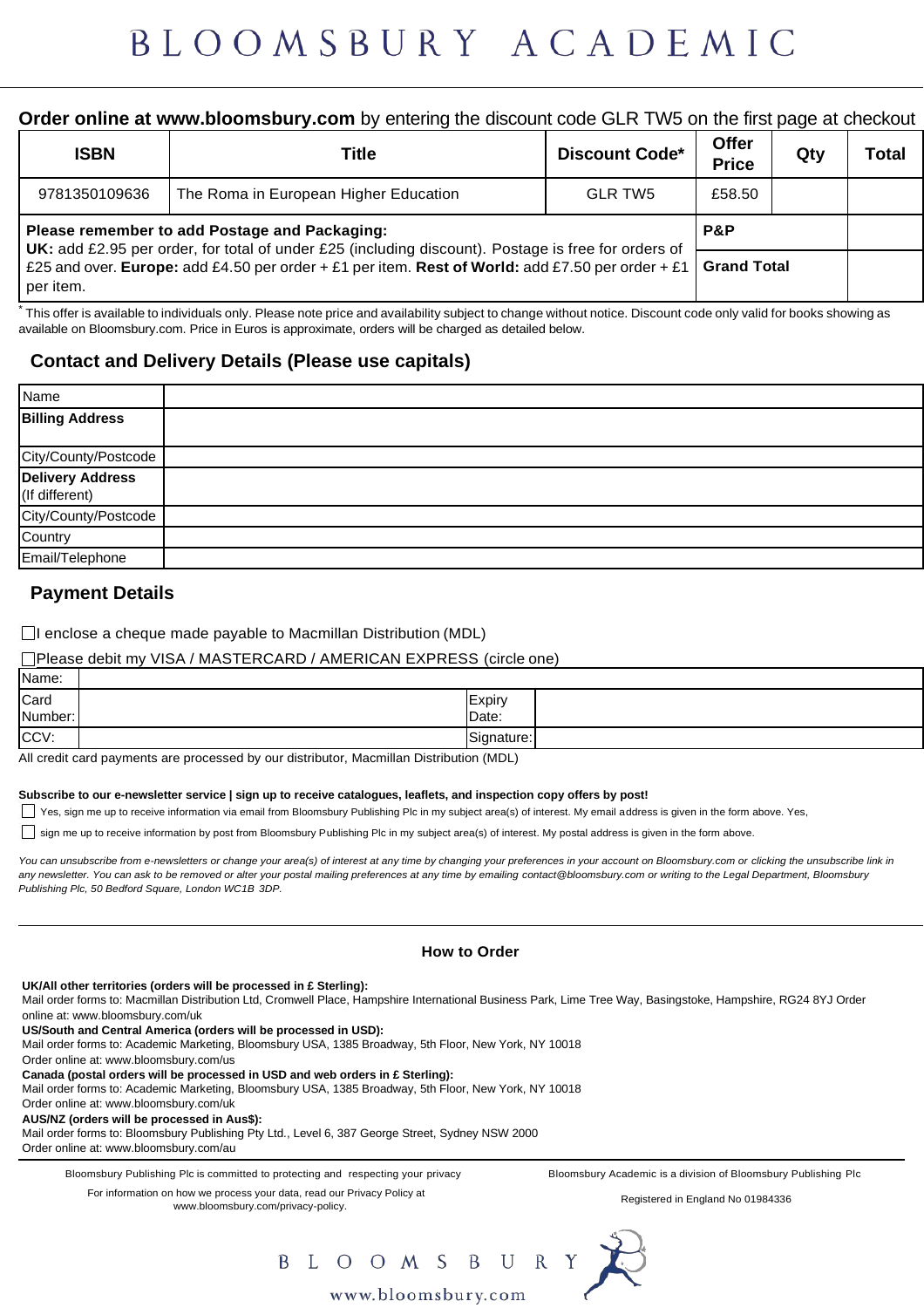# BLOOMSBURY ACADEMIC

**Order online at www.bloomsbury.com** by entering the discount code GLR TW5 on the first page at checkout

| ISBN | Title | Discount Code* | Offer Price | Qty | Total |
|---|---|---|---|---|---|
| 9781350109636 | The Roma in European Higher Education | GLR TW5 | £58.50 | | |
| **Please remember to add Postage and Packaging:** **UK:** add £2.95 per order, for total of under £25 (including discount). Postage is free for orders of £25 and over. **Europe:** add £4.50 per order + £1 per item. **Rest of World:** add £7.50 per order + £1 per item. | | | **P&P** | | |
| | | | **Grand Total** | | |

* This offer is available to individuals only. Please note price and availability subject to change without notice. Discount code only valid for books showing as available on Bloomsbury.com. Price in Euros is approximate, orders will be charged as detailed below.

## Contact and Delivery Details (Please use capitals)

| | |
|---|---|
| Name | |
| **Billing Address** | |
| City/County/Postcode | |
| **Delivery Address** (If different) | |
| City/County/Postcode | |
| Country | |
| Email/Telephone | |

## Payment Details

☐ I enclose a cheque made payable to Macmillan Distribution (MDL)

☐ Please debit my VISA / MASTERCARD / AMERICAN EXPRESS (circle one)

| | | | |
|---|---|---|---|
| Name: | | | |
| Card Number: | | Expiry Date: | |
| CCV: | | Signature: | |

All credit card payments are processed by our distributor, Macmillan Distribution (MDL)

**Subscribe to our e-newsletter service | sign up to receive catalogues, leaflets, and inspection copy offers by post!**

☐ Yes, sign me up to receive information via email from Bloomsbury Publishing Plc in my subject area(s) of interest. My email address is given in the form above. Yes,

☐ sign me up to receive information by post from Bloomsbury Publishing Plc in my subject area(s) of interest. My postal address is given in the form above.

*You can unsubscribe from e-newsletters or change your area(s) of interest at any time by changing your preferences in your account on Bloomsbury.com or clicking the unsubscribe link in any newsletter. You can ask to be removed or alter your postal mailing preferences at any time by emailing contact@bloomsbury.com or writing to the Legal Department, Bloomsbury Publishing Plc, 50 Bedford Square, London WC1B 3DP.*

## How to Order

**UK/All other territories (orders will be processed in £ Sterling):**
Mail order forms to: Macmillan Distribution Ltd, Cromwell Place, Hampshire International Business Park, Lime Tree Way, Basingstoke, Hampshire, RG24 8YJ Order online at: www.bloomsbury.com/uk

**US/South and Central America (orders will be processed in USD):**
Mail order forms to: Academic Marketing, Bloomsbury USA, 1385 Broadway, 5th Floor, New York, NY 10018
Order online at: www.bloomsbury.com/us

**Canada (postal orders will be processed in USD and web orders in £ Sterling):**
Mail order forms to: Academic Marketing, Bloomsbury USA, 1385 Broadway, 5th Floor, New York, NY 10018
Order online at: www.bloomsbury.com/uk

**AUS/NZ (orders will be processed in Aus$):**
Mail order forms to: Bloomsbury Publishing Pty Ltd., Level 6, 387 George Street, Sydney NSW 2000
Order online at: www.bloomsbury.com/au

Bloomsbury Publishing Plc is committed to protecting and respecting your privacy

For information on how we process your data, read our Privacy Policy at www.bloomsbury.com/privacy-policy.

Bloomsbury Academic is a division of Bloomsbury Publishing Plc

Registered in England No 01984336

BLOOMSBURY

www.bloomsbury.com